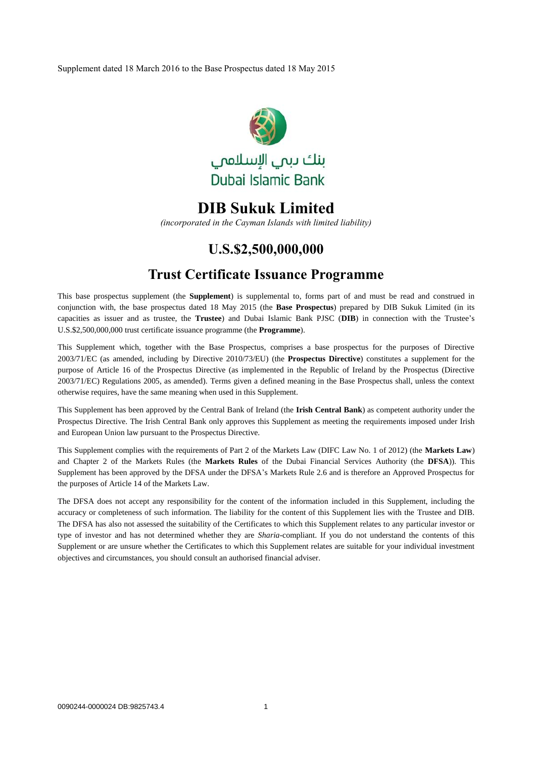Supplement dated 18 March 2016 to the Base Prospectus dated 18 May 2015

بنك دبي الإسلامي
Dubai Islamic Bank

# DIB Sukuk Limited

*(incorporated in the Cayman Islands with limited liability)*

## U.S.$2,500,000,000

## Trust Certificate Issuance Programme

This base prospectus supplement (the **Supplement**) is supplemental to, forms part of and must be read and construed in conjunction with, the base prospectus dated 18 May 2015 (the **Base Prospectus**) prepared by DIB Sukuk Limited (in its capacities as issuer and as trustee, the **Trustee**) and Dubai Islamic Bank PJSC (**DIB**) in connection with the Trustee's U.S.$2,500,000,000 trust certificate issuance programme (the **Programme**).

This Supplement which, together with the Base Prospectus, comprises a base prospectus for the purposes of Directive 2003/71/EC (as amended, including by Directive 2010/73/EU) (the **Prospectus Directive**) constitutes a supplement for the purpose of Article 16 of the Prospectus Directive (as implemented in the Republic of Ireland by the Prospectus (Directive 2003/71/EC) Regulations 2005, as amended). Terms given a defined meaning in the Base Prospectus shall, unless the context otherwise requires, have the same meaning when used in this Supplement.

This Supplement has been approved by the Central Bank of Ireland (the **Irish Central Bank**) as competent authority under the Prospectus Directive. The Irish Central Bank only approves this Supplement as meeting the requirements imposed under Irish and European Union law pursuant to the Prospectus Directive.

This Supplement complies with the requirements of Part 2 of the Markets Law (DIFC Law No. 1 of 2012) (the **Markets Law**) and Chapter 2 of the Markets Rules (the **Markets Rules** of the Dubai Financial Services Authority (the **DFSA**)). This Supplement has been approved by the DFSA under the DFSA's Markets Rule 2.6 and is therefore an Approved Prospectus for the purposes of Article 14 of the Markets Law.

The DFSA does not accept any responsibility for the content of the information included in this Supplement, including the accuracy or completeness of such information. The liability for the content of this Supplement lies with the Trustee and DIB. The DFSA has also not assessed the suitability of the Certificates to which this Supplement relates to any particular investor or type of investor and has not determined whether they are *Sharia*-compliant. If you do not understand the contents of this Supplement or are unsure whether the Certificates to which this Supplement relates are suitable for your individual investment objectives and circumstances, you should consult an authorised financial adviser.

0090244-0000024 DB:9825743.4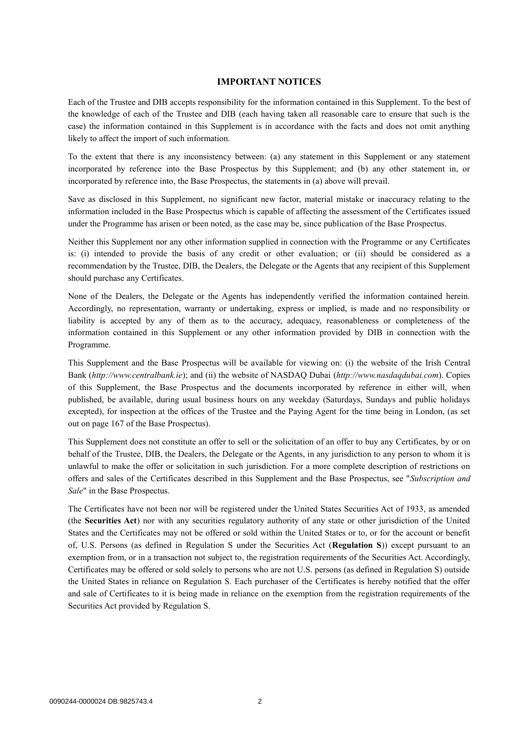## IMPORTANT NOTICES

Each of the Trustee and DIB accepts responsibility for the information contained in this Supplement. To the best of the knowledge of each of the Trustee and DIB (each having taken all reasonable care to ensure that such is the case) the information contained in this Supplement is in accordance with the facts and does not omit anything likely to affect the import of such information.

To the extent that there is any inconsistency between: (a) any statement in this Supplement or any statement incorporated by reference into the Base Prospectus by this Supplement; and (b) any other statement in, or incorporated by reference into, the Base Prospectus, the statements in (a) above will prevail.

Save as disclosed in this Supplement, no significant new factor, material mistake or inaccuracy relating to the information included in the Base Prospectus which is capable of affecting the assessment of the Certificates issued under the Programme has arisen or been noted, as the case may be, since publication of the Base Prospectus.

Neither this Supplement nor any other information supplied in connection with the Programme or any Certificates is: (i) intended to provide the basis of any credit or other evaluation; or (ii) should be considered as a recommendation by the Trustee, DIB, the Dealers, the Delegate or the Agents that any recipient of this Supplement should purchase any Certificates.

None of the Dealers, the Delegate or the Agents has independently verified the information contained herein. Accordingly, no representation, warranty or undertaking, express or implied, is made and no responsibility or liability is accepted by any of them as to the accuracy, adequacy, reasonableness or completeness of the information contained in this Supplement or any other information provided by DIB in connection with the Programme.

This Supplement and the Base Prospectus will be available for viewing on: (i) the website of the Irish Central Bank (*http://www.centralbank.ie*); and (ii) the website of NASDAQ Dubai (*http://www.nasdaqdubai.com*). Copies of this Supplement, the Base Prospectus and the documents incorporated by reference in either will, when published, be available, during usual business hours on any weekday (Saturdays, Sundays and public holidays excepted), for inspection at the offices of the Trustee and the Paying Agent for the time being in London, (as set out on page 167 of the Base Prospectus).

This Supplement does not constitute an offer to sell or the solicitation of an offer to buy any Certificates, by or on behalf of the Trustee, DIB, the Dealers, the Delegate or the Agents, in any jurisdiction to any person to whom it is unlawful to make the offer or solicitation in such jurisdiction. For a more complete description of restrictions on offers and sales of the Certificates described in this Supplement and the Base Prospectus, see "*Subscription and Sale*" in the Base Prospectus.

The Certificates have not been nor will be registered under the United States Securities Act of 1933, as amended (the **Securities Act**) nor with any securities regulatory authority of any state or other jurisdiction of the United States and the Certificates may not be offered or sold within the United States or to, or for the account or benefit of, U.S. Persons (as defined in Regulation S under the Securities Act (**Regulation S**)) except pursuant to an exemption from, or in a transaction not subject to, the registration requirements of the Securities Act. Accordingly, Certificates may be offered or sold solely to persons who are not U.S. persons (as defined in Regulation S) outside the United States in reliance on Regulation S. Each purchaser of the Certificates is hereby notified that the offer and sale of Certificates to it is being made in reliance on the exemption from the registration requirements of the Securities Act provided by Regulation S.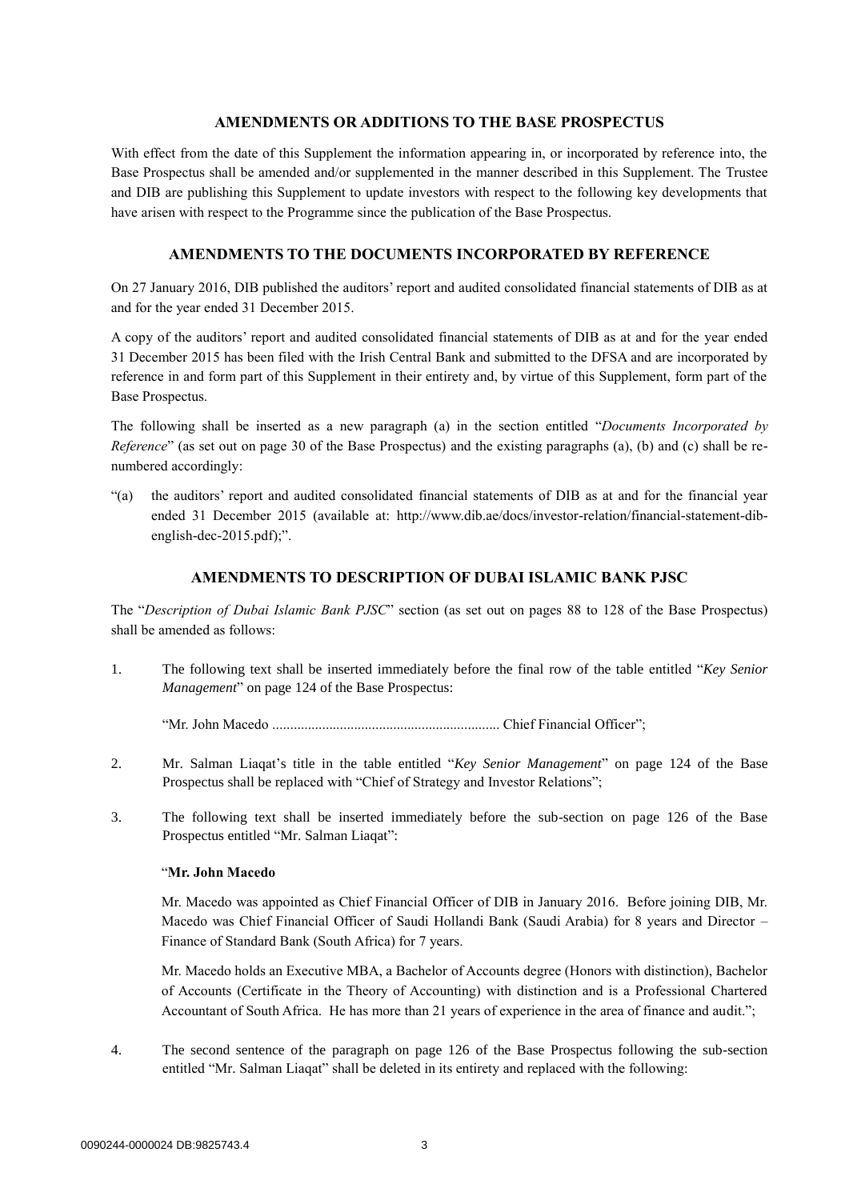## AMENDMENTS OR ADDITIONS TO THE BASE PROSPECTUS

With effect from the date of this Supplement the information appearing in, or incorporated by reference into, the Base Prospectus shall be amended and/or supplemented in the manner described in this Supplement. The Trustee and DIB are publishing this Supplement to update investors with respect to the following key developments that have arisen with respect to the Programme since the publication of the Base Prospectus.

## AMENDMENTS TO THE DOCUMENTS INCORPORATED BY REFERENCE

On 27 January 2016, DIB published the auditors' report and audited consolidated financial statements of DIB as at and for the year ended 31 December 2015.

A copy of the auditors' report and audited consolidated financial statements of DIB as at and for the year ended 31 December 2015 has been filed with the Irish Central Bank and submitted to the DFSA and are incorporated by reference in and form part of this Supplement in their entirety and, by virtue of this Supplement, form part of the Base Prospectus.

The following shall be inserted as a new paragraph (a) in the section entitled "*Documents Incorporated by Reference*" (as set out on page 30 of the Base Prospectus) and the existing paragraphs (a), (b) and (c) shall be re-numbered accordingly:

"(a) the auditors' report and audited consolidated financial statements of DIB as at and for the financial year ended 31 December 2015 (available at: http://www.dib.ae/docs/investor-relation/financial-statement-dib-english-dec-2015.pdf);".

## AMENDMENTS TO DESCRIPTION OF DUBAI ISLAMIC BANK PJSC

The "*Description of Dubai Islamic Bank PJSC*" section (as set out on pages 88 to 128 of the Base Prospectus) shall be amended as follows:

1. The following text shall be inserted immediately before the final row of the table entitled "*Key Senior Management*" on page 124 of the Base Prospectus:

   "Mr. John Macedo ................................................................ Chief Financial Officer";

2. Mr. Salman Liaqat's title in the table entitled "*Key Senior Management*" on page 124 of the Base Prospectus shall be replaced with "Chief of Strategy and Investor Relations";

3. The following text shall be inserted immediately before the sub-section on page 126 of the Base Prospectus entitled "Mr. Salman Liaqat":

   "**Mr. John Macedo**

   Mr. Macedo was appointed as Chief Financial Officer of DIB in January 2016. Before joining DIB, Mr. Macedo was Chief Financial Officer of Saudi Hollandi Bank (Saudi Arabia) for 8 years and Director – Finance of Standard Bank (South Africa) for 7 years.

   Mr. Macedo holds an Executive MBA, a Bachelor of Accounts degree (Honors with distinction), Bachelor of Accounts (Certificate in the Theory of Accounting) with distinction and is a Professional Chartered Accountant of South Africa. He has more than 21 years of experience in the area of finance and audit.";

4. The second sentence of the paragraph on page 126 of the Base Prospectus following the sub-section entitled "Mr. Salman Liaqat" shall be deleted in its entirety and replaced with the following: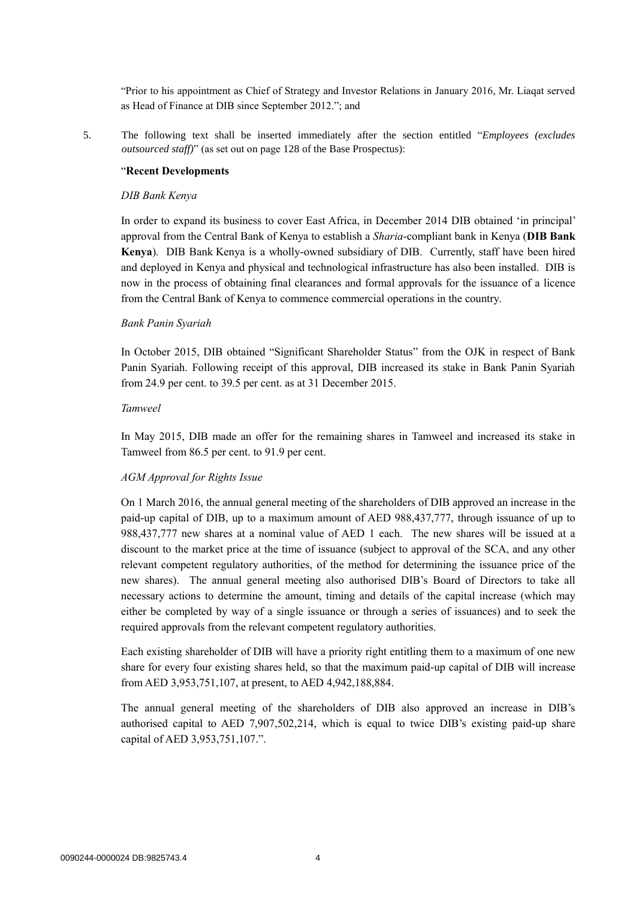"Prior to his appointment as Chief of Strategy and Investor Relations in January 2016, Mr. Liaqat served as Head of Finance at DIB since September 2012."; and

5. The following text shall be inserted immediately after the section entitled "*Employees (excludes outsourced staff)*" (as set out on page 128 of the Base Prospectus):

"**Recent Developments**

*DIB Bank Kenya*

In order to expand its business to cover East Africa, in December 2014 DIB obtained 'in principal' approval from the Central Bank of Kenya to establish a *Sharia*-compliant bank in Kenya (**DIB Bank Kenya**). DIB Bank Kenya is a wholly-owned subsidiary of DIB. Currently, staff have been hired and deployed in Kenya and physical and technological infrastructure has also been installed. DIB is now in the process of obtaining final clearances and formal approvals for the issuance of a licence from the Central Bank of Kenya to commence commercial operations in the country.

*Bank Panin Syariah*

In October 2015, DIB obtained "Significant Shareholder Status" from the OJK in respect of Bank Panin Syariah. Following receipt of this approval, DIB increased its stake in Bank Panin Syariah from 24.9 per cent. to 39.5 per cent. as at 31 December 2015.

*Tamweel*

In May 2015, DIB made an offer for the remaining shares in Tamweel and increased its stake in Tamweel from 86.5 per cent. to 91.9 per cent.

*AGM Approval for Rights Issue*

On 1 March 2016, the annual general meeting of the shareholders of DIB approved an increase in the paid-up capital of DIB, up to a maximum amount of AED 988,437,777, through issuance of up to 988,437,777 new shares at a nominal value of AED 1 each. The new shares will be issued at a discount to the market price at the time of issuance (subject to approval of the SCA, and any other relevant competent regulatory authorities, of the method for determining the issuance price of the new shares). The annual general meeting also authorised DIB's Board of Directors to take all necessary actions to determine the amount, timing and details of the capital increase (which may either be completed by way of a single issuance or through a series of issuances) and to seek the required approvals from the relevant competent regulatory authorities.

Each existing shareholder of DIB will have a priority right entitling them to a maximum of one new share for every four existing shares held, so that the maximum paid-up capital of DIB will increase from AED 3,953,751,107, at present, to AED 4,942,188,884.

The annual general meeting of the shareholders of DIB also approved an increase in DIB's authorised capital to AED 7,907,502,214, which is equal to twice DIB's existing paid-up share capital of AED 3,953,751,107.".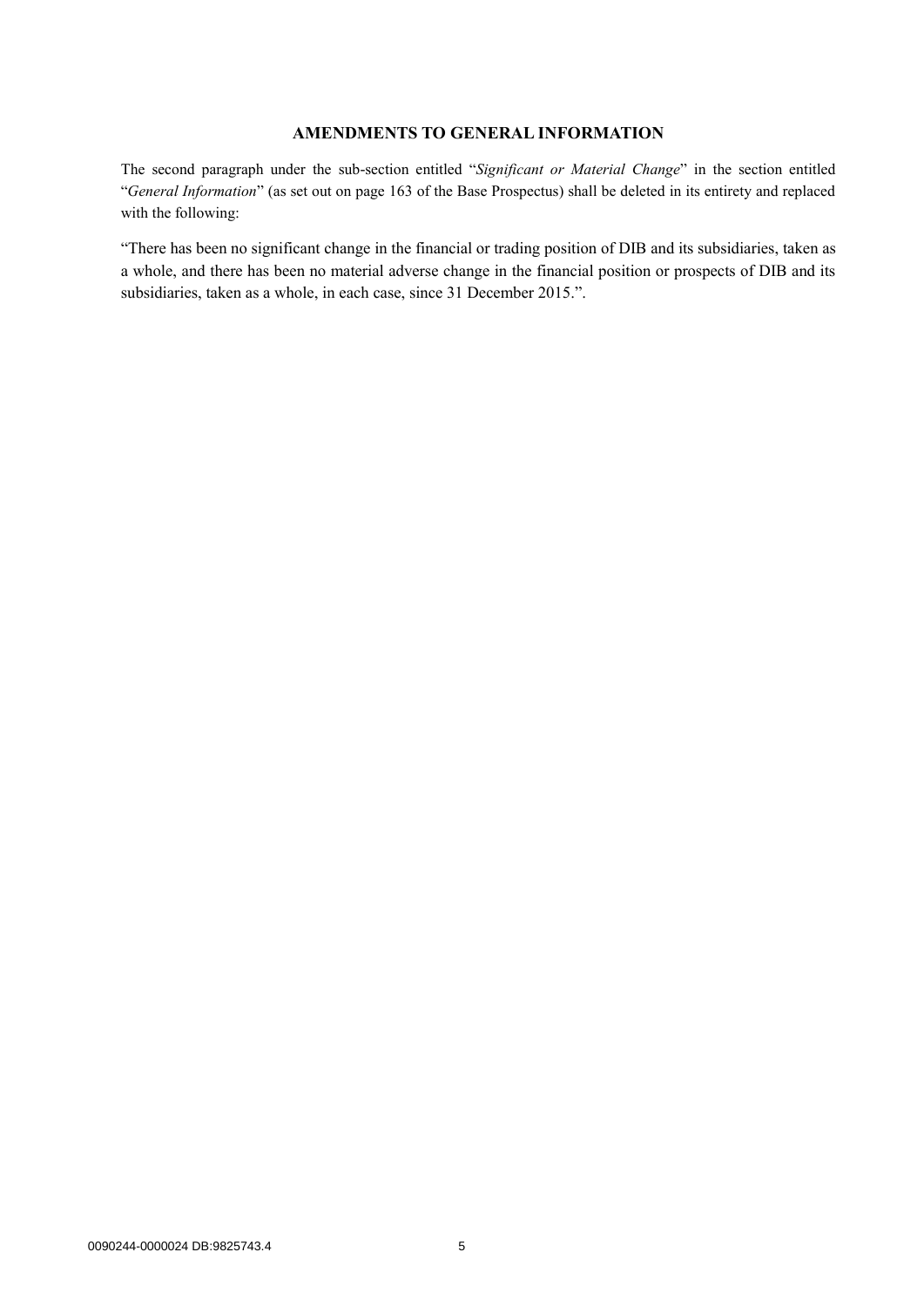## AMENDMENTS TO GENERAL INFORMATION

The second paragraph under the sub-section entitled "*Significant or Material Change*" in the section entitled "*General Information*" (as set out on page 163 of the Base Prospectus) shall be deleted in its entirety and replaced with the following:

"There has been no significant change in the financial or trading position of DIB and its subsidiaries, taken as a whole, and there has been no material adverse change in the financial position or prospects of DIB and its subsidiaries, taken as a whole, in each case, since 31 December 2015.".